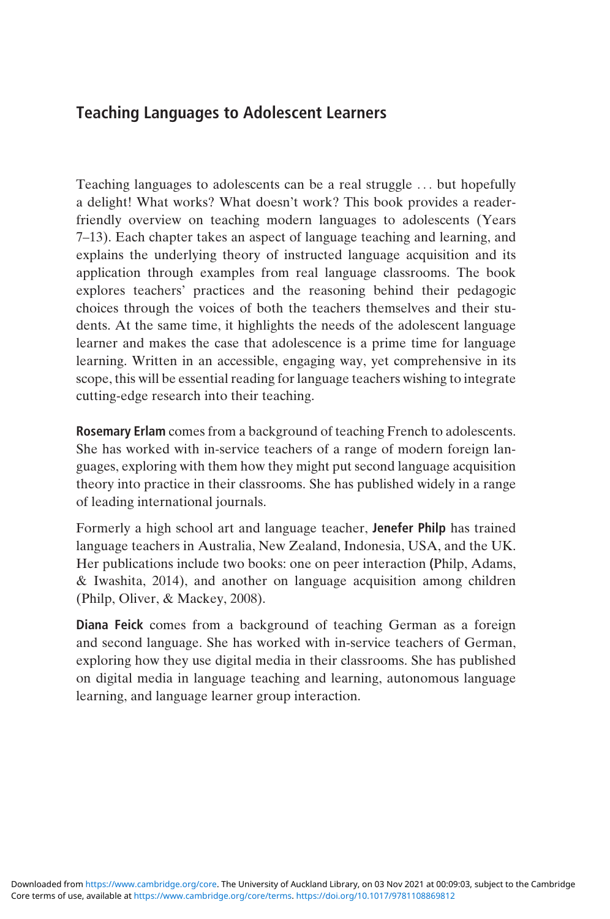## Teaching Languages to Adolescent Learners

Teaching languages to adolescents can be a real struggle ... but hopefully a delight! What works? What doesn't work? This book provides a reader-friendly overview on teaching modern languages to adolescents (Years 7–13). Each chapter takes an aspect of language teaching and learning, and explains the underlying theory of instructed language acquisition and its application through examples from real language classrooms. The book explores teachers' practices and the reasoning behind their pedagogic choices through the voices of both the teachers themselves and their students. At the same time, it highlights the needs of the adolescent language learner and makes the case that adolescence is a prime time for language learning. Written in an accessible, engaging way, yet comprehensive in its scope, this will be essential reading for language teachers wishing to integrate cutting-edge research into their teaching.

**Rosemary Erlam** comes from a background of teaching French to adolescents. She has worked with in-service teachers of a range of modern foreign languages, exploring with them how they might put second language acquisition theory into practice in their classrooms. She has published widely in a range of leading international journals.

Formerly a high school art and language teacher, **Jenefer Philp** has trained language teachers in Australia, New Zealand, Indonesia, USA, and the UK. Her publications include two books: one on peer interaction (Philp, Adams, & Iwashita, 2014), and another on language acquisition among children (Philp, Oliver, & Mackey, 2008).

**Diana Feick** comes from a background of teaching German as a foreign and second language. She has worked with in-service teachers of German, exploring how they use digital media in their classrooms. She has published on digital media in language teaching and learning, autonomous language learning, and language learner group interaction.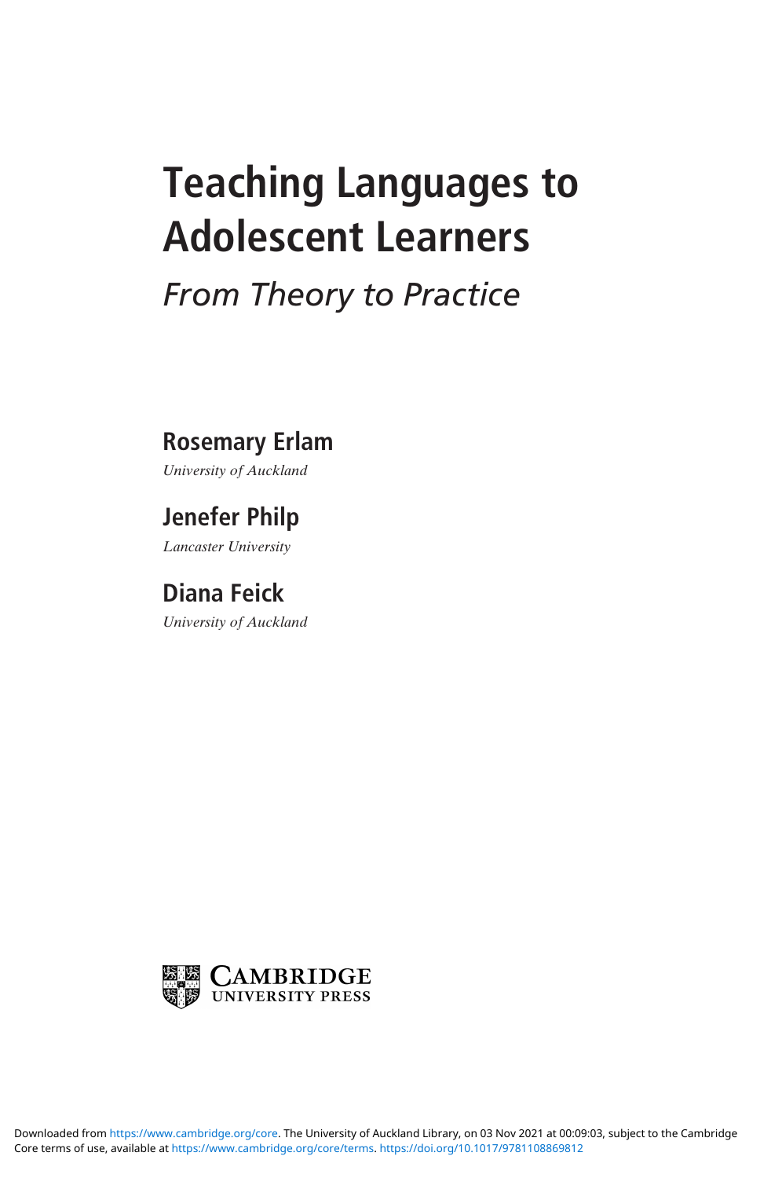# Teaching Languages to Adolescent Learners

## *From Theory to Practice*

**Rosemary Erlam**

*University of Auckland*

**Jenefer Philp**

*Lancaster University*

**Diana Feick**

*University of Auckland*

CAMBRIDGE
UNIVERSITY PRESS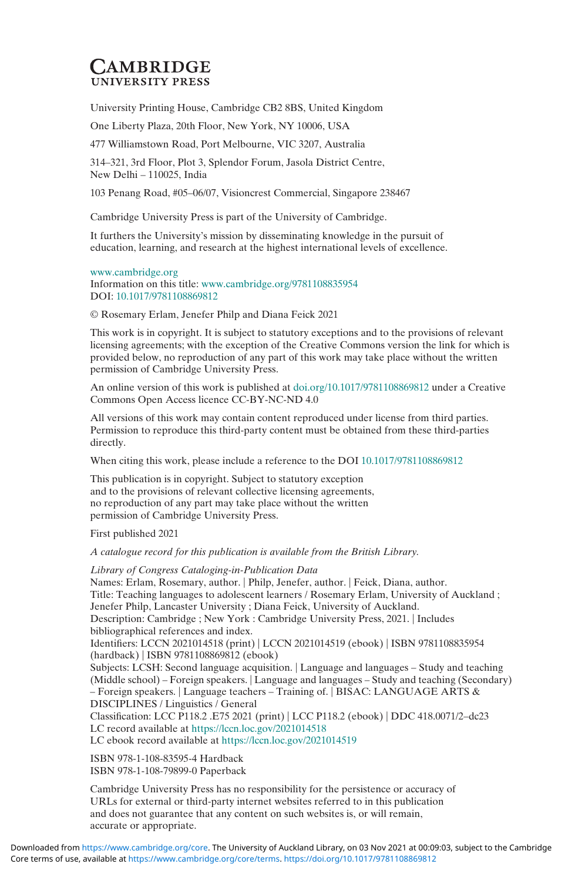# CAMBRIDGE
UNIVERSITY PRESS

University Printing House, Cambridge CB2 8BS, United Kingdom

One Liberty Plaza, 20th Floor, New York, NY 10006, USA

477 Williamstown Road, Port Melbourne, VIC 3207, Australia

314–321, 3rd Floor, Plot 3, Splendor Forum, Jasola District Centre, New Delhi – 110025, India

103 Penang Road, #05–06/07, Visioncrest Commercial, Singapore 238467

Cambridge University Press is part of the University of Cambridge.

It furthers the University's mission by disseminating knowledge in the pursuit of education, learning, and research at the highest international levels of excellence.

www.cambridge.org
Information on this title: www.cambridge.org/9781108835954
DOI: 10.1017/9781108869812

© Rosemary Erlam, Jenefer Philp and Diana Feick 2021

This work is in copyright. It is subject to statutory exceptions and to the provisions of relevant licensing agreements; with the exception of the Creative Commons version the link for which is provided below, no reproduction of any part of this work may take place without the written permission of Cambridge University Press.

An online version of this work is published at doi.org/10.1017/9781108869812 under a Creative Commons Open Access licence CC-BY-NC-ND 4.0

All versions of this work may contain content reproduced under license from third parties. Permission to reproduce this third-party content must be obtained from these third-parties directly.

When citing this work, please include a reference to the DOI 10.1017/9781108869812

This publication is in copyright. Subject to statutory exception and to the provisions of relevant collective licensing agreements, no reproduction of any part may take place without the written permission of Cambridge University Press.

First published 2021

*A catalogue record for this publication is available from the British Library.*

*Library of Congress Cataloging-in-Publication Data*
Names: Erlam, Rosemary, author. | Philp, Jenefer, author. | Feick, Diana, author.
Title: Teaching languages to adolescent learners / Rosemary Erlam, University of Auckland ; Jenefer Philp, Lancaster University ; Diana Feick, University of Auckland.
Description: Cambridge ; New York : Cambridge University Press, 2021. | Includes bibliographical references and index.
Identifiers: LCCN 2021014518 (print) | LCCN 2021014519 (ebook) | ISBN 9781108835954 (hardback) | ISBN 9781108869812 (ebook)
Subjects: LCSH: Second language acquisition. | Language and languages – Study and teaching (Middle school) – Foreign speakers. | Language and languages – Study and teaching (Secondary) – Foreign speakers. | Language teachers – Training of. | BISAC: LANGUAGE ARTS & DISCIPLINES / Linguistics / General
Classification: LCC P118.2 .E75 2021 (print) | LCC P118.2 (ebook) | DDC 418.0071/2–dc23
LC record available at https://lccn.loc.gov/2021014518
LC ebook record available at https://lccn.loc.gov/2021014519

ISBN 978-1-108-83595-4 Hardback
ISBN 978-1-108-79899-0 Paperback

Cambridge University Press has no responsibility for the persistence or accuracy of URLs for external or third-party internet websites referred to in this publication and does not guarantee that any content on such websites is, or will remain, accurate or appropriate.